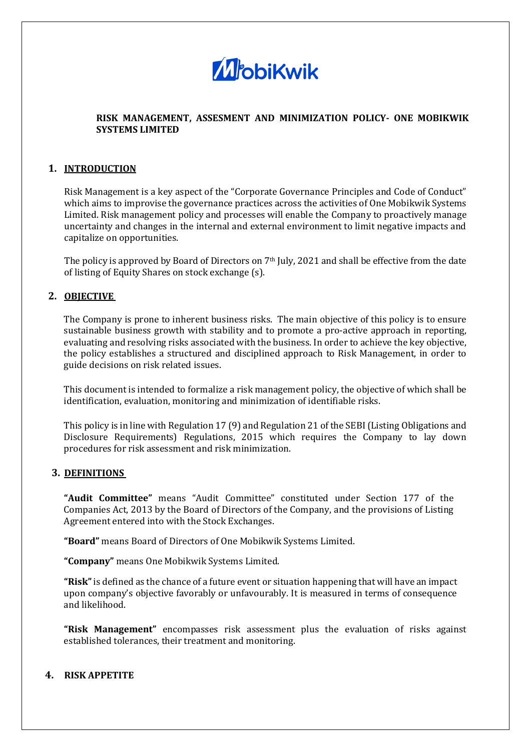# RISK MANAGEMENT, ASSESMENT AND MINIMIZATION POLICY- ONE MOBIKWIK SYSTEMS LIMITED

## 1. INTRODUCTION

Risk Management is a key aspect of the "Corporate Governance Principles and Code of Conduct" which aims to improvise the governance practices across the activities of One Mobikwik Systems Limited. Risk management policy and processes will enable the Company to proactively manage uncertainty and changes in the internal and external environment to limit negative impacts and capitalize on opportunities.

The policy is approved by Board of Directors on 7th July, 2021 and shall be effective from the date of listing of Equity Shares on stock exchange (s).

## 2. OBJECTIVE

The Company is prone to inherent business risks. The main objective of this policy is to ensure sustainable business growth with stability and to promote a pro-active approach in reporting, evaluating and resolving risks associated with the business. In order to achieve the key objective, the policy establishes a structured and disciplined approach to Risk Management, in order to guide decisions on risk related issues.

This document is intended to formalize a risk management policy, the objective of which shall be identification, evaluation, monitoring and minimization of identifiable risks.

This policy is in line with Regulation 17 (9) and Regulation 21 of the SEBI (Listing Obligations and Disclosure Requirements) Regulations, 2015 which requires the Company to lay down procedures for risk assessment and risk minimization.

## 3. DEFINITIONS

**"Audit Committee"** means "Audit Committee" constituted under Section 177 of the Companies Act, 2013 by the Board of Directors of the Company, and the provisions of Listing Agreement entered into with the Stock Exchanges.

**"Board"** means Board of Directors of One Mobikwik Systems Limited.

**"Company"** means One Mobikwik Systems Limited.

**"Risk"** is defined as the chance of a future event or situation happening that will have an impact upon company's objective favorably or unfavourably. It is measured in terms of consequence and likelihood.

**"Risk Management"** encompasses risk assessment plus the evaluation of risks against established tolerances, their treatment and monitoring.

## 4. RISK APPETITE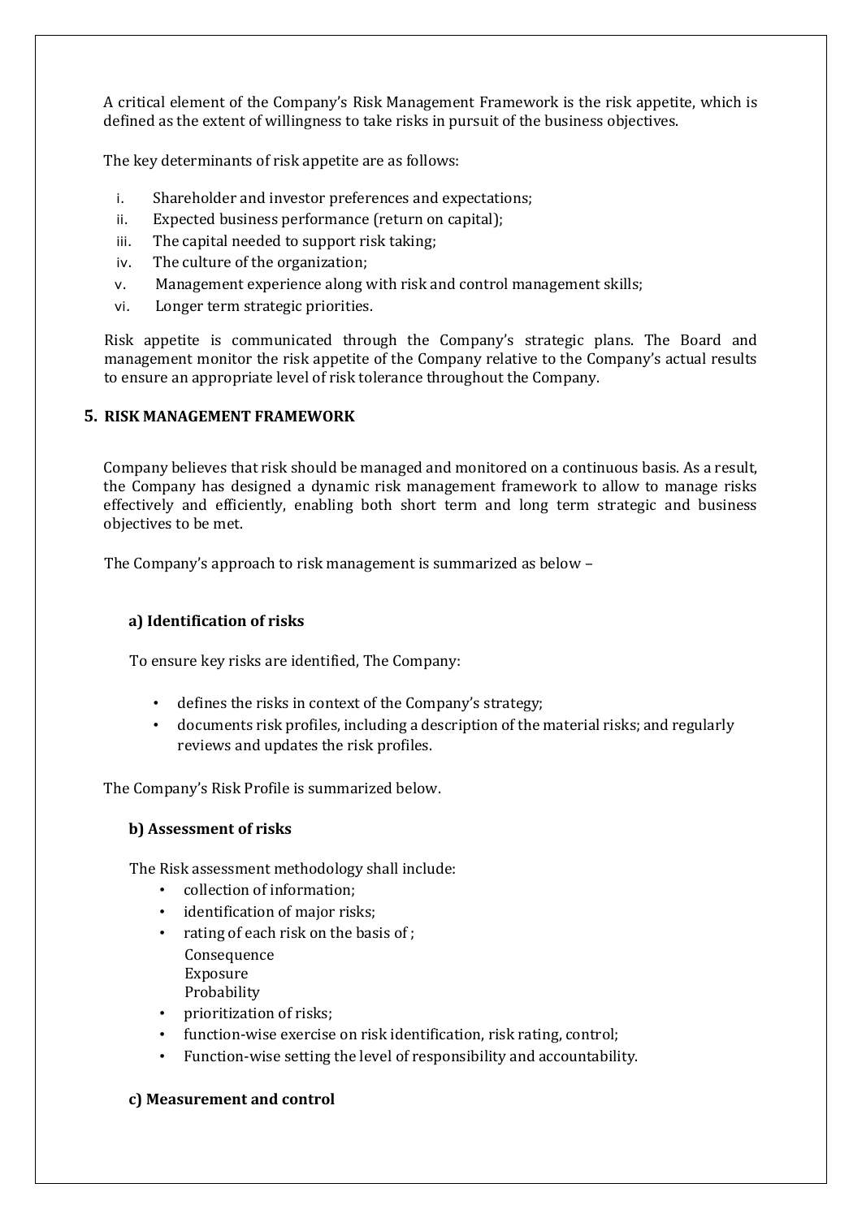A critical element of the Company's Risk Management Framework is the risk appetite, which is defined as the extent of willingness to take risks in pursuit of the business objectives.

The key determinants of risk appetite are as follows:

i. Shareholder and investor preferences and expectations;
ii. Expected business performance (return on capital);
iii. The capital needed to support risk taking;
iv. The culture of the organization;
v. Management experience along with risk and control management skills;
vi. Longer term strategic priorities.

Risk appetite is communicated through the Company's strategic plans. The Board and management monitor the risk appetite of the Company relative to the Company's actual results to ensure an appropriate level of risk tolerance throughout the Company.

## 5. RISK MANAGEMENT FRAMEWORK

Company believes that risk should be managed and monitored on a continuous basis. As a result, the Company has designed a dynamic risk management framework to allow to manage risks effectively and efficiently, enabling both short term and long term strategic and business objectives to be met.

The Company's approach to risk management is summarized as below –

### a) Identification of risks

To ensure key risks are identified, The Company:

- defines the risks in context of the Company's strategy;
- documents risk profiles, including a description of the material risks; and regularly reviews and updates the risk profiles.

The Company's Risk Profile is summarized below.

### b) Assessment of risks

The Risk assessment methodology shall include:

- collection of information;
- identification of major risks;
- rating of each risk on the basis of ;
  Consequence
  Exposure
  Probability
- prioritization of risks;
- function-wise exercise on risk identification, risk rating, control;
- Function-wise setting the level of responsibility and accountability.

### c) Measurement and control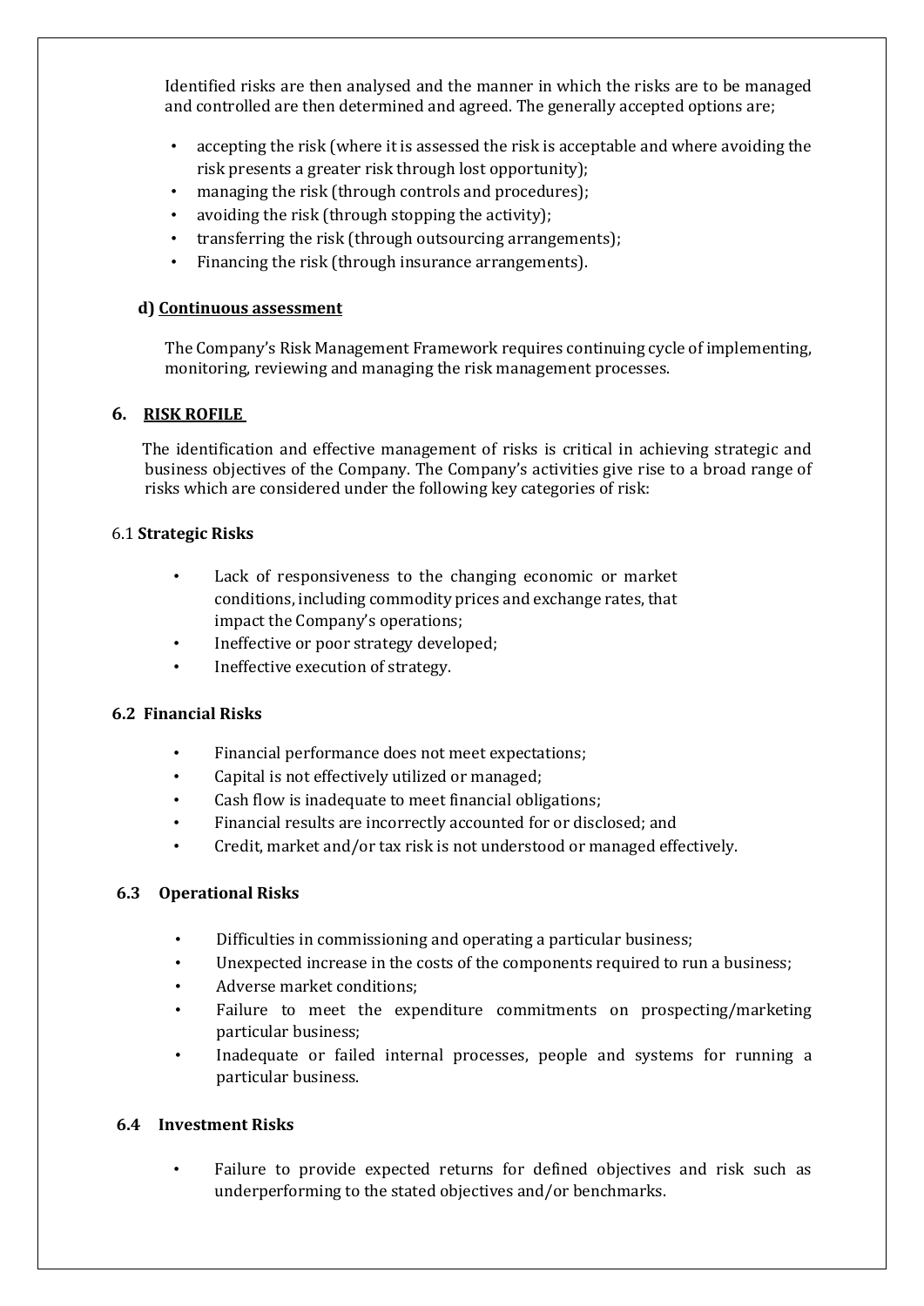Identified risks are then analysed and the manner in which the risks are to be managed and controlled are then determined and agreed. The generally accepted options are;

- accepting the risk (where it is assessed the risk is acceptable and where avoiding the risk presents a greater risk through lost opportunity);
- managing the risk (through controls and procedures);
- avoiding the risk (through stopping the activity);
- transferring the risk (through outsourcing arrangements);
- Financing the risk (through insurance arrangements).

#### d) Continuous assessment

The Company's Risk Management Framework requires continuing cycle of implementing, monitoring, reviewing and managing the risk management processes.

## 6. RISK ROFILE

The identification and effective management of risks is critical in achieving strategic and business objectives of the Company. The Company's activities give rise to a broad range of risks which are considered under the following key categories of risk:

### 6.1 Strategic Risks

- Lack of responsiveness to the changing economic or market conditions, including commodity prices and exchange rates, that impact the Company's operations;
- Ineffective or poor strategy developed;
- Ineffective execution of strategy.

### 6.2 Financial Risks

- Financial performance does not meet expectations;
- Capital is not effectively utilized or managed;
- Cash flow is inadequate to meet financial obligations;
- Financial results are incorrectly accounted for or disclosed; and
- Credit, market and/or tax risk is not understood or managed effectively.

### 6.3 Operational Risks

- Difficulties in commissioning and operating a particular business;
- Unexpected increase in the costs of the components required to run a business;
- Adverse market conditions;
- Failure to meet the expenditure commitments on prospecting/marketing particular business;
- Inadequate or failed internal processes, people and systems for running a particular business.

### 6.4 Investment Risks

- Failure to provide expected returns for defined objectives and risk such as underperforming to the stated objectives and/or benchmarks.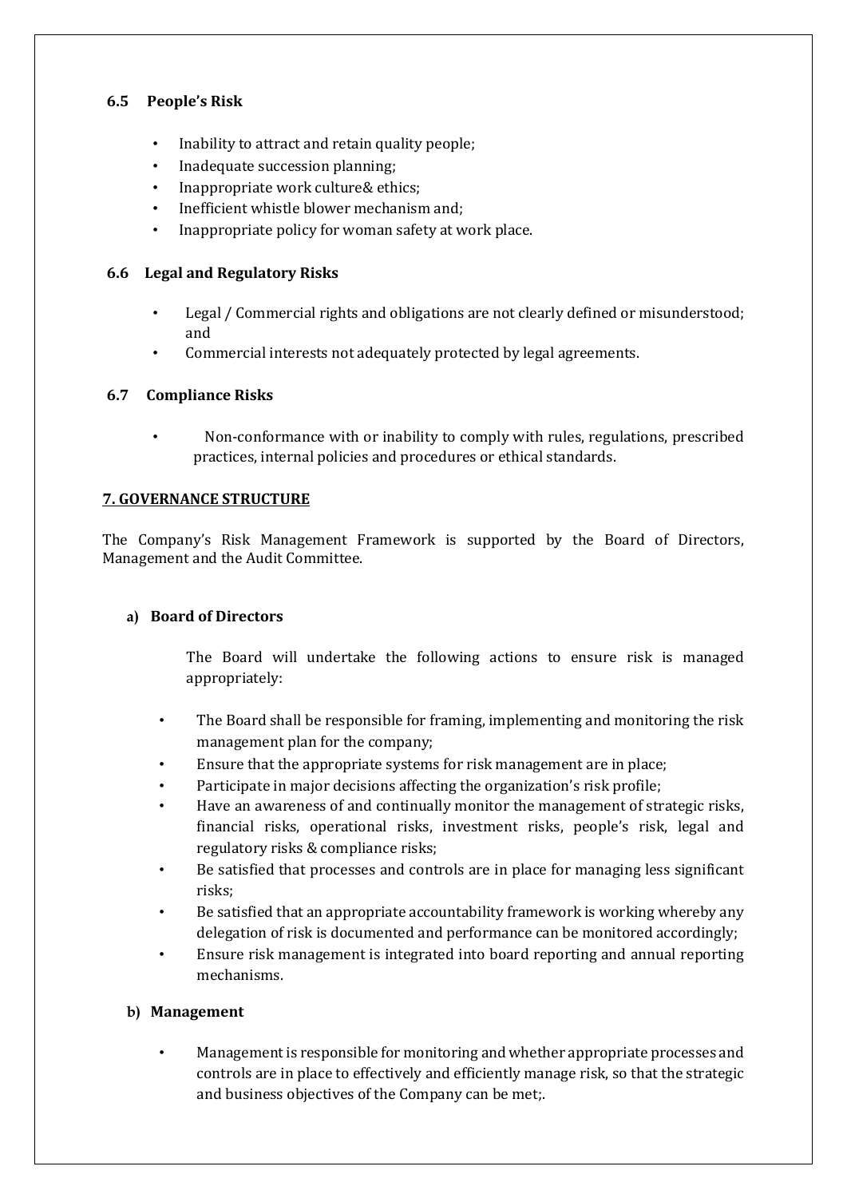### 6.5 People's Risk

- Inability to attract and retain quality people;
- Inadequate succession planning;
- Inappropriate work culture& ethics;
- Inefficient whistle blower mechanism and;
- Inappropriate policy for woman safety at work place.

### 6.6 Legal and Regulatory Risks

- Legal / Commercial rights and obligations are not clearly defined or misunderstood; and
- Commercial interests not adequately protected by legal agreements.

### 6.7 Compliance Risks

- Non-conformance with or inability to comply with rules, regulations, prescribed practices, internal policies and procedures or ethical standards.

## 7. GOVERNANCE STRUCTURE

The Company's Risk Management Framework is supported by the Board of Directors, Management and the Audit Committee.

**a) Board of Directors**

The Board will undertake the following actions to ensure risk is managed appropriately:

- The Board shall be responsible for framing, implementing and monitoring the risk management plan for the company;
- Ensure that the appropriate systems for risk management are in place;
- Participate in major decisions affecting the organization's risk profile;
- Have an awareness of and continually monitor the management of strategic risks, financial risks, operational risks, investment risks, people's risk, legal and regulatory risks & compliance risks;
- Be satisfied that processes and controls are in place for managing less significant risks;
- Be satisfied that an appropriate accountability framework is working whereby any delegation of risk is documented and performance can be monitored accordingly;
- Ensure risk management is integrated into board reporting and annual reporting mechanisms.

**b) Management**

- Management is responsible for monitoring and whether appropriate processes and controls are in place to effectively and efficiently manage risk, so that the strategic and business objectives of the Company can be met;.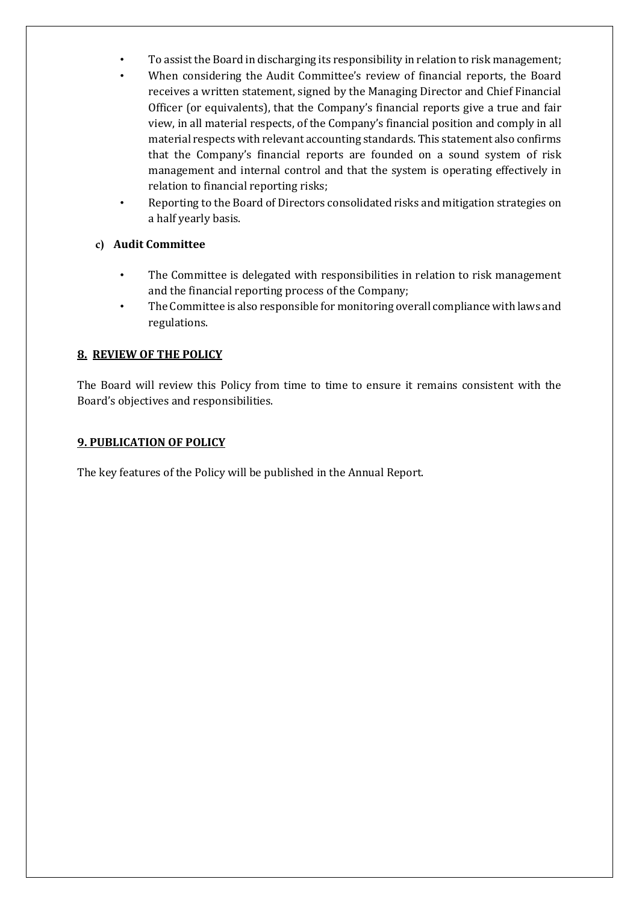- To assist the Board in discharging its responsibility in relation to risk management;
- When considering the Audit Committee's review of financial reports, the Board receives a written statement, signed by the Managing Director and Chief Financial Officer (or equivalents), that the Company's financial reports give a true and fair view, in all material respects, of the Company's financial position and comply in all material respects with relevant accounting standards. This statement also confirms that the Company's financial reports are founded on a sound system of risk management and internal control and that the system is operating effectively in relation to financial reporting risks;
- Reporting to the Board of Directors consolidated risks and mitigation strategies on a half yearly basis.

**c) Audit Committee**

- The Committee is delegated with responsibilities in relation to risk management and the financial reporting process of the Company;
- The Committee is also responsible for monitoring overall compliance with laws and regulations.

## 8. REVIEW OF THE POLICY

The Board will review this Policy from time to time to ensure it remains consistent with the Board's objectives and responsibilities.

## 9. PUBLICATION OF POLICY

The key features of the Policy will be published in the Annual Report.